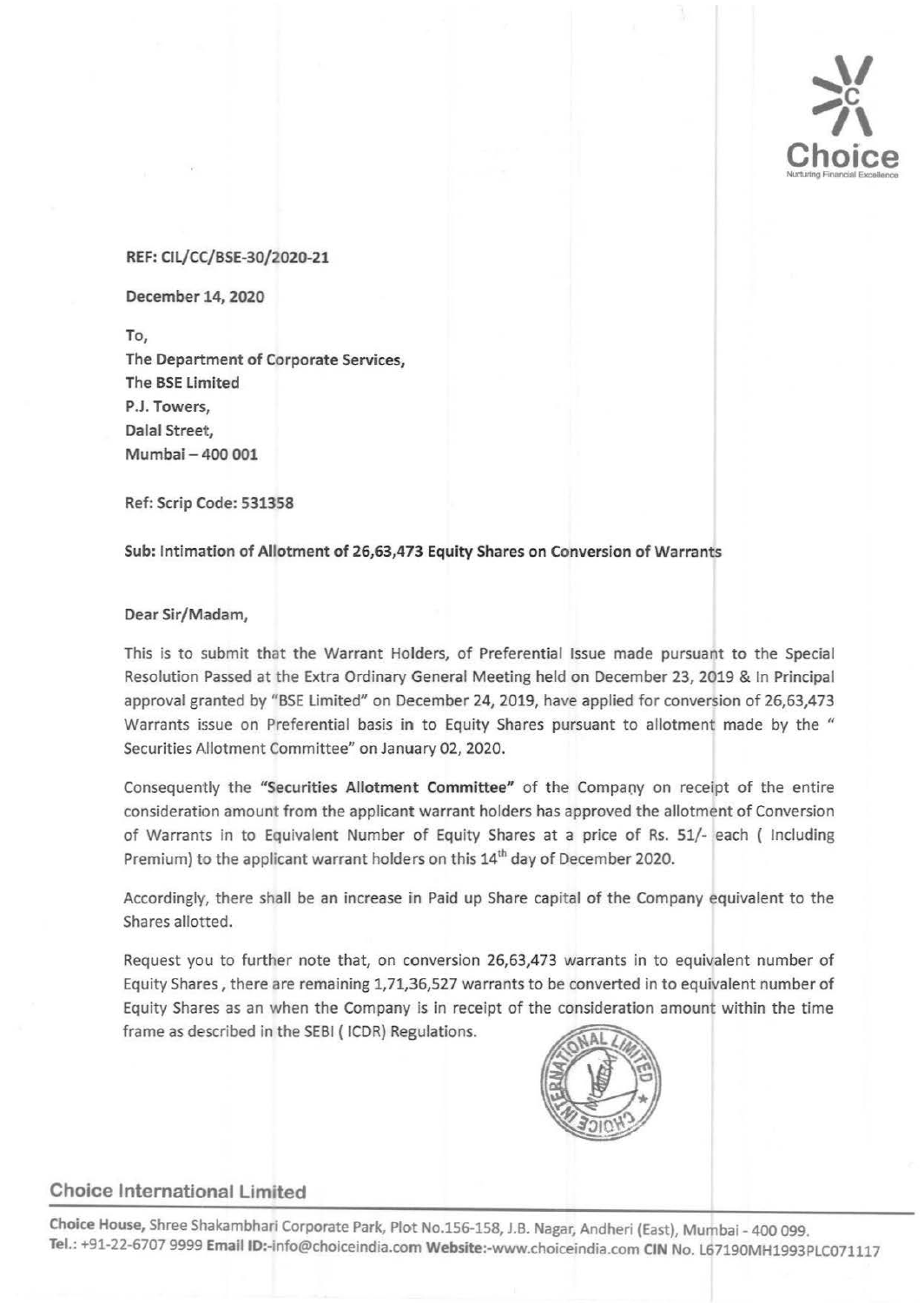REF: CIL/CC/BSE-30/2020-21

December 14, 2020

To,
The Department of Corporate Services,
The BSE Limited
P.J. Towers,
Dalal Street,
Mumbai – 400 001

Ref: Scrip Code: 531358

**Sub: Intimation of Allotment of 26,63,473 Equity Shares on Conversion of Warrants**

Dear Sir/Madam,

This is to submit that the Warrant Holders, of Preferential Issue made pursuant to the Special Resolution Passed at the Extra Ordinary General Meeting held on December 23, 2019 & In Principal approval granted by "BSE Limited" on December 24, 2019, have applied for conversion of 26,63,473 Warrants issue on Preferential basis in to Equity Shares pursuant to allotment made by the " Securities Allotment Committee" on January 02, 2020.

Consequently the **"Securities Allotment Committee"** of the Company on receipt of the entire consideration amount from the applicant warrant holders has approved the allotment of Conversion of Warrants in to Equivalent Number of Equity Shares at a price of Rs. 51/- each ( Including Premium) to the applicant warrant holders on this 14th day of December 2020.

Accordingly, there shall be an increase in Paid up Share capital of the Company equivalent to the Shares allotted.

Request you to further note that, on conversion 26,63,473 warrants in to equivalent number of Equity Shares , there are remaining 1,71,36,527 warrants to be converted in to equivalent number of Equity Shares as an when the Company is in receipt of the consideration amount within the time frame as described in the SEBI ( ICDR) Regulations.

**Choice International Limited**

**Choice House,** Shree Shakambhari Corporate Park, Plot No.156-158, J.B. Nagar, Andheri (East), Mumbai - 400 099. **Tel.:** +91-22-6707 9999 **Email ID:**-info@choiceindia.com **Website:**-www.choiceindia.com **CIN** No. L67190MH1993PLC071117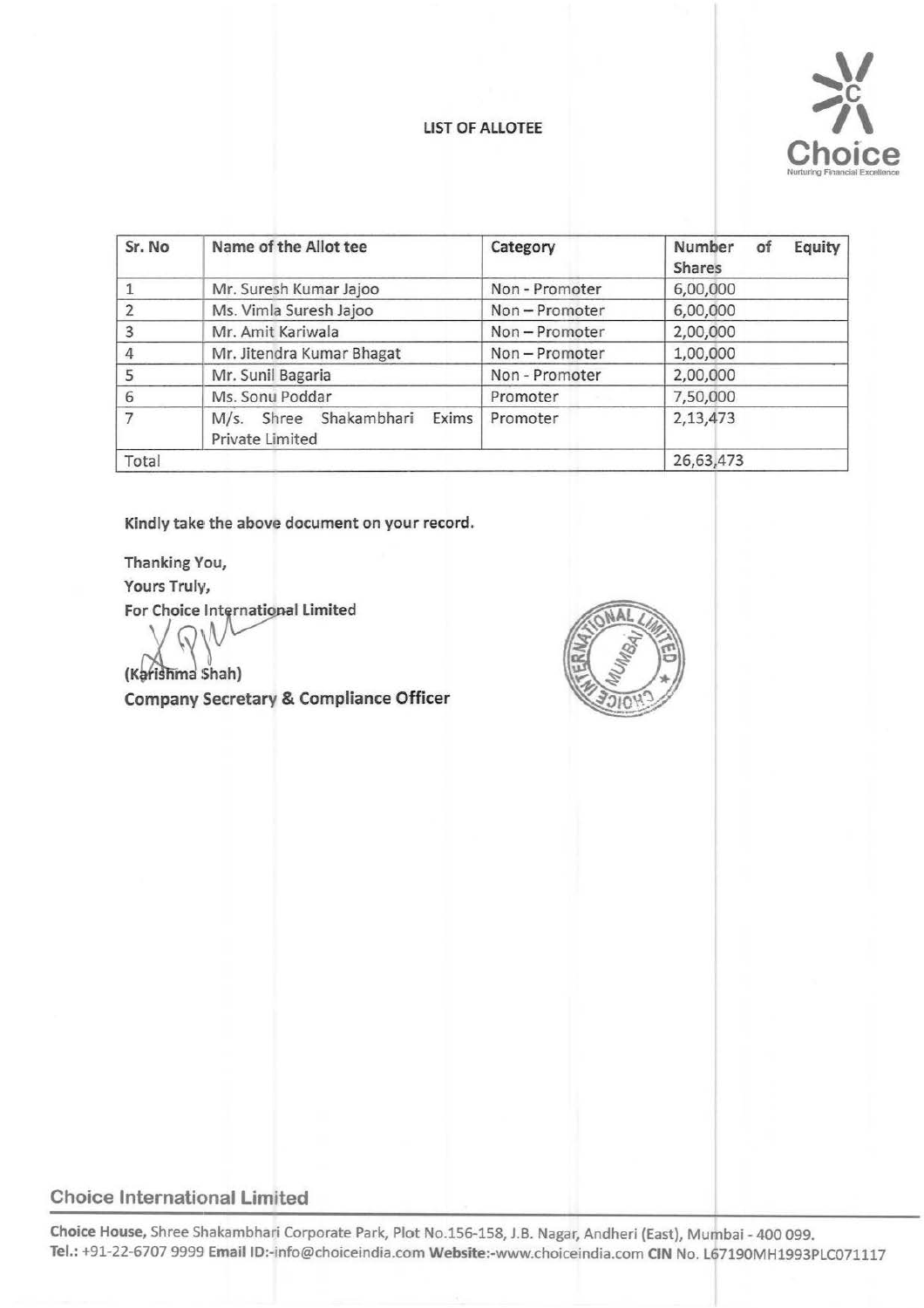## LIST OF ALLOTEE

| Sr. No | Name of the Allot tee | Category | Number of Equity Shares |
|---|---|---|---|
| 1 | Mr. Suresh Kumar Jajoo | Non - Promoter | 6,00,000 |
| 2 | Ms. Vimla Suresh Jajoo | Non – Promoter | 6,00,000 |
| 3 | Mr. Amit Kariwala | Non – Promoter | 2,00,000 |
| 4 | Mr. Jitendra Kumar Bhagat | Non – Promoter | 1,00,000 |
| 5 | Mr. Sunil Bagaria | Non - Promoter | 2,00,000 |
| 6 | Ms. Sonu Poddar | Promoter | 7,50,000 |
| 7 | M/s. Shree Shakambhari Exims Private Limited | Promoter | 2,13,473 |
| Total | | | 26,63,473 |

**Kindly take the above document on your record.**

**Thanking You,**
**Yours Truly,**
**For Choice International Limited**

**(Karishma Shah)**
**Company Secretary & Compliance Officer**

**Choice International Limited**

**Choice House,** Shree Shakambhari Corporate Park, Plot No.156-158, J.B. Nagar, Andheri (East), Mumbai - 400 099.
**Tel.:** +91-22-6707 9999 **Email ID:**-info@choiceindia.com **Website:**-www.choiceindia.com **CIN** No. L67190MH1993PLC071117